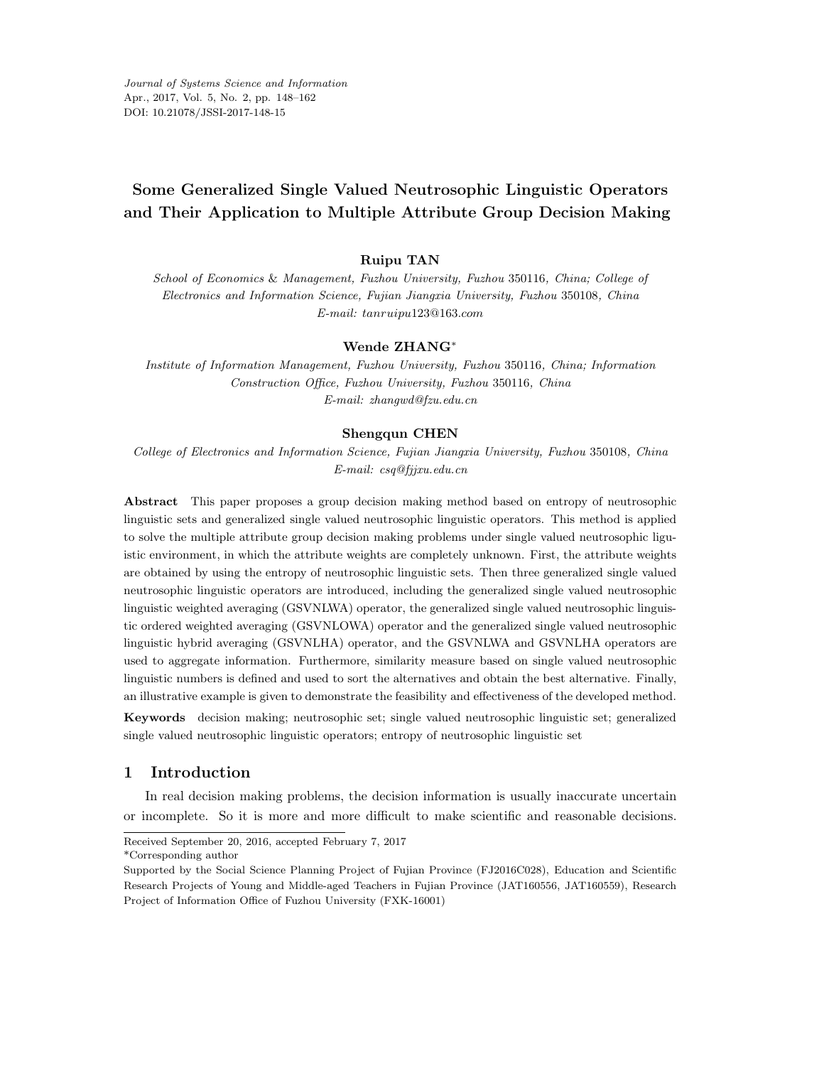# Some Generalized Single Valued Neutrosophic Linguistic Operators and Their Application to Multiple Attribute Group Decision Making

**Ruipu TAN**

*School of Economics & Management, Fuzhou University, Fuzhou* 350116*, China; College of Electronics and Information Science, Fujian Jiangxia University, Fuzhou* 350108*, China*
*E-mail: tanruipu*123*@*163*.com*

**Wende ZHANG***

*Institute of Information Management, Fuzhou University, Fuzhou* 350116*, China; Information Construction Office, Fuzhou University, Fuzhou* 350116*, China*
*E-mail: zhangwd@fzu.edu.cn*

**Shengqun CHEN**

*College of Electronics and Information Science, Fujian Jiangxia University, Fuzhou* 350108*, China*
*E-mail: csq@fjjxu.edu.cn*

**Abstract** This paper proposes a group decision making method based on entropy of neutrosophic linguistic sets and generalized single valued neutrosophic linguistic operators. This method is applied to solve the multiple attribute group decision making problems under single valued neutrosophic liguistic environment, in which the attribute weights are completely unknown. First, the attribute weights are obtained by using the entropy of neutrosophic linguistic sets. Then three generalized single valued neutrosophic linguistic operators are introduced, including the generalized single valued neutrosophic linguistic weighted averaging (GSVNLWA) operator, the generalized single valued neutrosophic linguistic ordered weighted averaging (GSVNLOWA) operator and the generalized single valued neutrosophic linguistic hybrid averaging (GSVNLHA) operator, and the GSVNLWA and GSVNLHA operators are used to aggregate information. Furthermore, similarity measure based on single valued neutrosophic linguistic numbers is defined and used to sort the alternatives and obtain the best alternative. Finally, an illustrative example is given to demonstrate the feasibility and effectiveness of the developed method.

**Keywords** decision making; neutrosophic set; single valued neutrosophic linguistic set; generalized single valued neutrosophic linguistic operators; entropy of neutrosophic linguistic set

## 1 Introduction

In real decision making problems, the decision information is usually inaccurate uncertain or incomplete. So it is more and more difficult to make scientific and reasonable decisions.

---

Received September 20, 2016, accepted February 7, 2017

*Corresponding author

Supported by the Social Science Planning Project of Fujian Province (FJ2016C028), Education and Scientific Research Projects of Young and Middle-aged Teachers in Fujian Province (JAT160556, JAT160559), Research Project of Information Office of Fuzhou University (FXK-16001)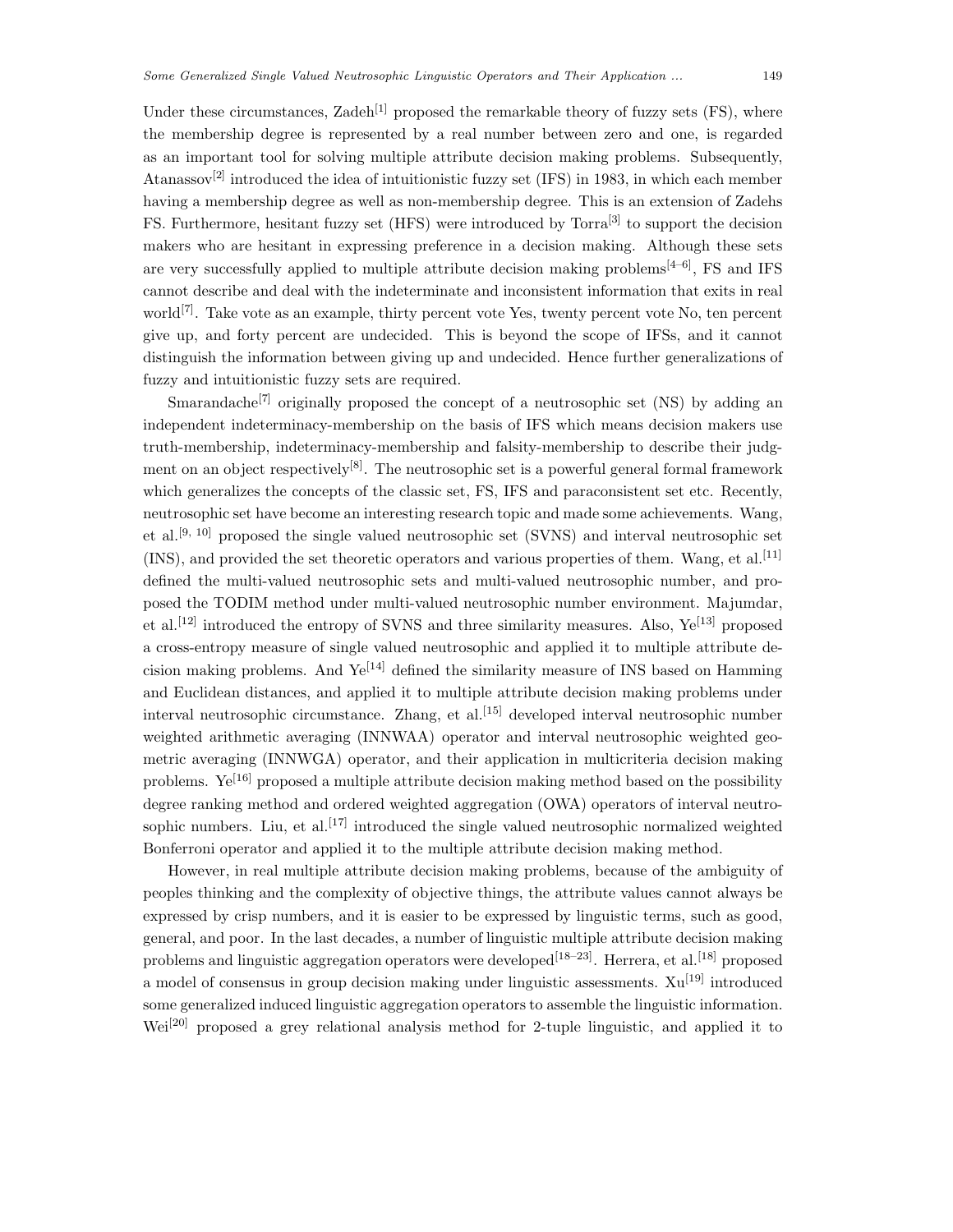Under these circumstances, Zadeh[1] proposed the remarkable theory of fuzzy sets (FS), where the membership degree is represented by a real number between zero and one, is regarded as an important tool for solving multiple attribute decision making problems. Subsequently, Atanassov[2] introduced the idea of intuitionistic fuzzy set (IFS) in 1983, in which each member having a membership degree as well as non-membership degree. This is an extension of Zadehs FS. Furthermore, hesitant fuzzy set (HFS) were introduced by Torra[3] to support the decision makers who are hesitant in expressing preference in a decision making. Although these sets are very successfully applied to multiple attribute decision making problems[4–6], FS and IFS cannot describe and deal with the indeterminate and inconsistent information that exits in real world[7]. Take vote as an example, thirty percent vote Yes, twenty percent vote No, ten percent give up, and forty percent are undecided. This is beyond the scope of IFSs, and it cannot distinguish the information between giving up and undecided. Hence further generalizations of fuzzy and intuitionistic fuzzy sets are required.

Smarandache[7] originally proposed the concept of a neutrosophic set (NS) by adding an independent indeterminacy-membership on the basis of IFS which means decision makers use truth-membership, indeterminacy-membership and falsity-membership to describe their judgment on an object respectively[8]. The neutrosophic set is a powerful general formal framework which generalizes the concepts of the classic set, FS, IFS and paraconsistent set etc. Recently, neutrosophic set have become an interesting research topic and made some achievements. Wang, et al.[9, 10] proposed the single valued neutrosophic set (SVNS) and interval neutrosophic set (INS), and provided the set theoretic operators and various properties of them. Wang, et al.[11] defined the multi-valued neutrosophic sets and multi-valued neutrosophic number, and proposed the TODIM method under multi-valued neutrosophic number environment. Majumdar, et al.[12] introduced the entropy of SVNS and three similarity measures. Also, Ye[13] proposed a cross-entropy measure of single valued neutrosophic and applied it to multiple attribute decision making problems. And Ye[14] defined the similarity measure of INS based on Hamming and Euclidean distances, and applied it to multiple attribute decision making problems under interval neutrosophic circumstance. Zhang, et al.[15] developed interval neutrosophic number weighted arithmetic averaging (INNWAA) operator and interval neutrosophic weighted geometric averaging (INNWGA) operator, and their application in multicriteria decision making problems. Ye[16] proposed a multiple attribute decision making method based on the possibility degree ranking method and ordered weighted aggregation (OWA) operators of interval neutrosophic numbers. Liu, et al.[17] introduced the single valued neutrosophic normalized weighted Bonferroni operator and applied it to the multiple attribute decision making method.

However, in real multiple attribute decision making problems, because of the ambiguity of peoples thinking and the complexity of objective things, the attribute values cannot always be expressed by crisp numbers, and it is easier to be expressed by linguistic terms, such as good, general, and poor. In the last decades, a number of linguistic multiple attribute decision making problems and linguistic aggregation operators were developed[18–23]. Herrera, et al.[18] proposed a model of consensus in group decision making under linguistic assessments. Xu[19] introduced some generalized induced linguistic aggregation operators to assemble the linguistic information. Wei[20] proposed a grey relational analysis method for 2-tuple linguistic, and applied it to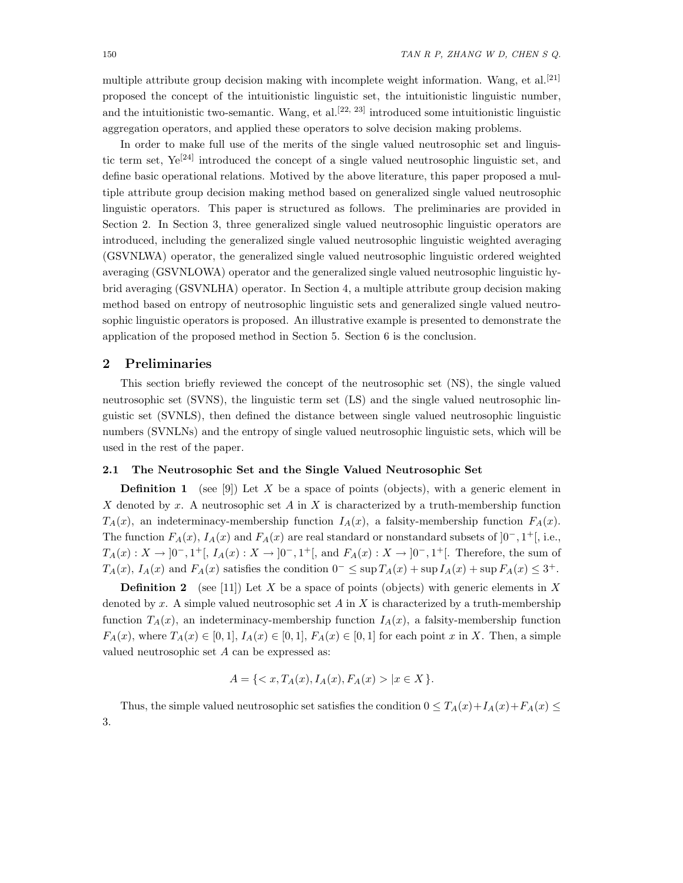multiple attribute group decision making with incomplete weight information. Wang, et al.[21] proposed the concept of the intuitionistic linguistic set, the intuitionistic linguistic number, and the intuitionistic two-semantic. Wang, et al.[22, 23] introduced some intuitionistic linguistic aggregation operators, and applied these operators to solve decision making problems.

In order to make full use of the merits of the single valued neutrosophic set and linguistic term set, Ye[24] introduced the concept of a single valued neutrosophic linguistic set, and define basic operational relations. Motived by the above literature, this paper proposed a multiple attribute group decision making method based on generalized single valued neutrosophic linguistic operators. This paper is structured as follows. The preliminaries are provided in Section 2. In Section 3, three generalized single valued neutrosophic linguistic operators are introduced, including the generalized single valued neutrosophic linguistic weighted averaging (GSVNLWA) operator, the generalized single valued neutrosophic linguistic ordered weighted averaging (GSVNLOWA) operator and the generalized single valued neutrosophic linguistic hybrid averaging (GSVNLHA) operator. In Section 4, a multiple attribute group decision making method based on entropy of neutrosophic linguistic sets and generalized single valued neutrosophic linguistic operators is proposed. An illustrative example is presented to demonstrate the application of the proposed method in Section 5. Section 6 is the conclusion.

## 2 Preliminaries

This section briefly reviewed the concept of the neutrosophic set (NS), the single valued neutrosophic set (SVNS), the linguistic term set (LS) and the single valued neutrosophic linguistic set (SVNLS), then defined the distance between single valued neutrosophic linguistic numbers (SVNLNs) and the entropy of single valued neutrosophic linguistic sets, which will be used in the rest of the paper.

### 2.1 The Neutrosophic Set and the Single Valued Neutrosophic Set

**Definition 1** (see [9]) Let $X$ be a space of points (objects), with a generic element in $X$ denoted by $x$. A neutrosophic set $A$ in $X$ is characterized by a truth-membership function $T_A(x)$, an indeterminacy-membership function $I_A(x)$, a falsity-membership function $F_A(x)$. The function $F_A(x)$, $I_A(x)$ and $F_A(x)$ are real standard or nonstandard subsets of $]0^-, 1^+[$, i.e., $T_A(x) : X \to ]0^-, 1^+[$, $I_A(x) : X \to ]0^-, 1^+[$, and $F_A(x) : X \to ]0^-, 1^+[$. Therefore, the sum of $T_A(x)$, $I_A(x)$ and $F_A(x)$ satisfies the condition $0^- \leq \sup T_A(x) + \sup I_A(x) + \sup F_A(x) \leq 3^+$.

**Definition 2** (see [11]) Let $X$ be a space of points (objects) with generic elements in $X$ denoted by $x$. A simple valued neutrosophic set $A$ in $X$ is characterized by a truth-membership function $T_A(x)$, an indeterminacy-membership function $I_A(x)$, a falsity-membership function $F_A(x)$, where $T_A(x) \in [0, 1]$, $I_A(x) \in [0, 1]$, $F_A(x) \in [0, 1]$ for each point $x$ in $X$. Then, a simple valued neutrosophic set $A$ can be expressed as:

$$A = \{< x, T_A(x), I_A(x), F_A(x) > | x \in X\}.$$

Thus, the simple valued neutrosophic set satisfies the condition $0 \leq T_A(x)+I_A(x)+F_A(x) \leq 3$.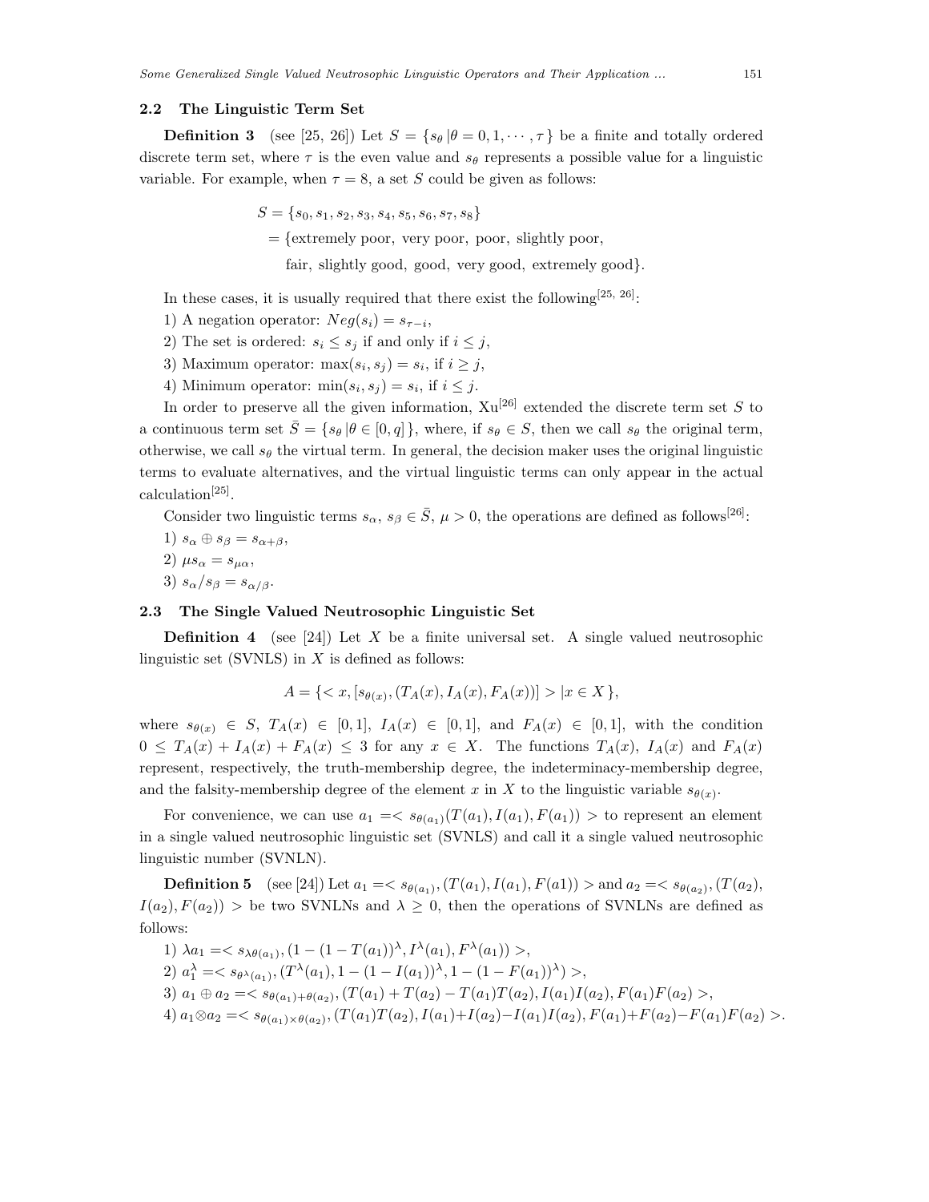### 2.2 The Linguistic Term Set

**Definition 3** (see [25, 26]) Let $S = \{s_\theta \,|\theta = 0, 1, \cdots, \tau\}$ be a finite and totally ordered discrete term set, where $\tau$ is the even value and $s_\theta$ represents a possible value for a linguistic variable. For example, when $\tau = 8$, a set $S$ could be given as follows:

$$
\begin{aligned}
S &= \{s_0, s_1, s_2, s_3, s_4, s_5, s_6, s_7, s_8\} \\
&= \{\text{extremely poor, very poor, poor, slightly poor,} \\
&\quad \text{fair, slightly good, good, very good, extremely good}\}.
\end{aligned}
$$

In these cases, it is usually required that there exist the following[25, 26]:

1) A negation operator: $Neg(s_i) = s_{\tau - i}$,

2) The set is ordered: $s_i \le s_j$ if and only if $i \le j$,

3) Maximum operator: $\max(s_i, s_j) = s_i$, if $i \ge j$,

4) Minimum operator: $\min(s_i, s_j) = s_i$, if $i \le j$.

In order to preserve all the given information, Xu[26] extended the discrete term set $S$ to a continuous term set $\bar{S} = \{s_\theta \,|\theta \in [0, q]\}$, where, if $s_\theta \in S$, then we call $s_\theta$ the original term, otherwise, we call $s_\theta$ the virtual term. In general, the decision maker uses the original linguistic terms to evaluate alternatives, and the virtual linguistic terms can only appear in the actual calculation[25].

Consider two linguistic terms $s_\alpha$, $s_\beta \in \bar{S}$, $\mu > 0$, the operations are defined as follows[26]:

1) $s_\alpha \oplus s_\beta = s_{\alpha+\beta}$,

2) $\mu s_\alpha = s_{\mu\alpha}$,

3) $s_\alpha / s_\beta = s_{\alpha/\beta}$.

### 2.3 The Single Valued Neutrosophic Linguistic Set

**Definition 4** (see [24]) Let $X$ be a finite universal set. A single valued neutrosophic linguistic set (SVNLS) in $X$ is defined as follows:

$$A = \{< x, [s_{\theta(x)}, (T_A(x), I_A(x), F_A(x))] > | x \in X\},$$

where $s_{\theta(x)} \in S$, $T_A(x) \in [0, 1]$, $I_A(x) \in [0, 1]$, and $F_A(x) \in [0, 1]$, with the condition $0 \le T_A(x) + I_A(x) + F_A(x) \le 3$ for any $x \in X$. The functions $T_A(x)$, $I_A(x)$ and $F_A(x)$ represent, respectively, the truth-membership degree, the indeterminacy-membership degree, and the falsity-membership degree of the element $x$ in $X$ to the linguistic variable $s_{\theta(x)}$.

For convenience, we can use $a_1 =< s_{\theta(a_1)}(T(a_1), I(a_1), F(a_1)) >$ to represent an element in a single valued neutrosophic linguistic set (SVNLS) and call it a single valued neutrosophic linguistic number (SVNLN).

**Definition 5** (see [24]) Let $a_1 =< s_{\theta(a_1)}, (T(a_1), I(a_1), F(a1)) >$ and $a_2 =< s_{\theta(a_2)}, (T(a_2), I(a_2), F(a_2)) >$ be two SVNLNs and $\lambda \ge 0$, then the operations of SVNLNs are defined as follows:

1) $\lambda a_1 =< s_{\lambda\theta(a_1)}, (1 - (1 - T(a_1))^\lambda, I^\lambda(a_1), F^\lambda(a_1)) >$,

2) $a_1^\lambda =< s_{\theta^\lambda(a_1)}, (T^\lambda(a_1), 1 - (1 - I(a_1))^\lambda, 1 - (1 - F(a_1))^\lambda) >$,

3) $a_1 \oplus a_2 =< s_{\theta(a_1)+\theta(a_2)}, (T(a_1) + T(a_2) - T(a_1)T(a_2), I(a_1)I(a_2), F(a_1)F(a_2) >$,

4) $a_1 \otimes a_2 =< s_{\theta(a_1)\times\theta(a_2)}, (T(a_1)T(a_2), I(a_1)+I(a_2)-I(a_1)I(a_2), F(a_1)+F(a_2)-F(a_1)F(a_2) >$.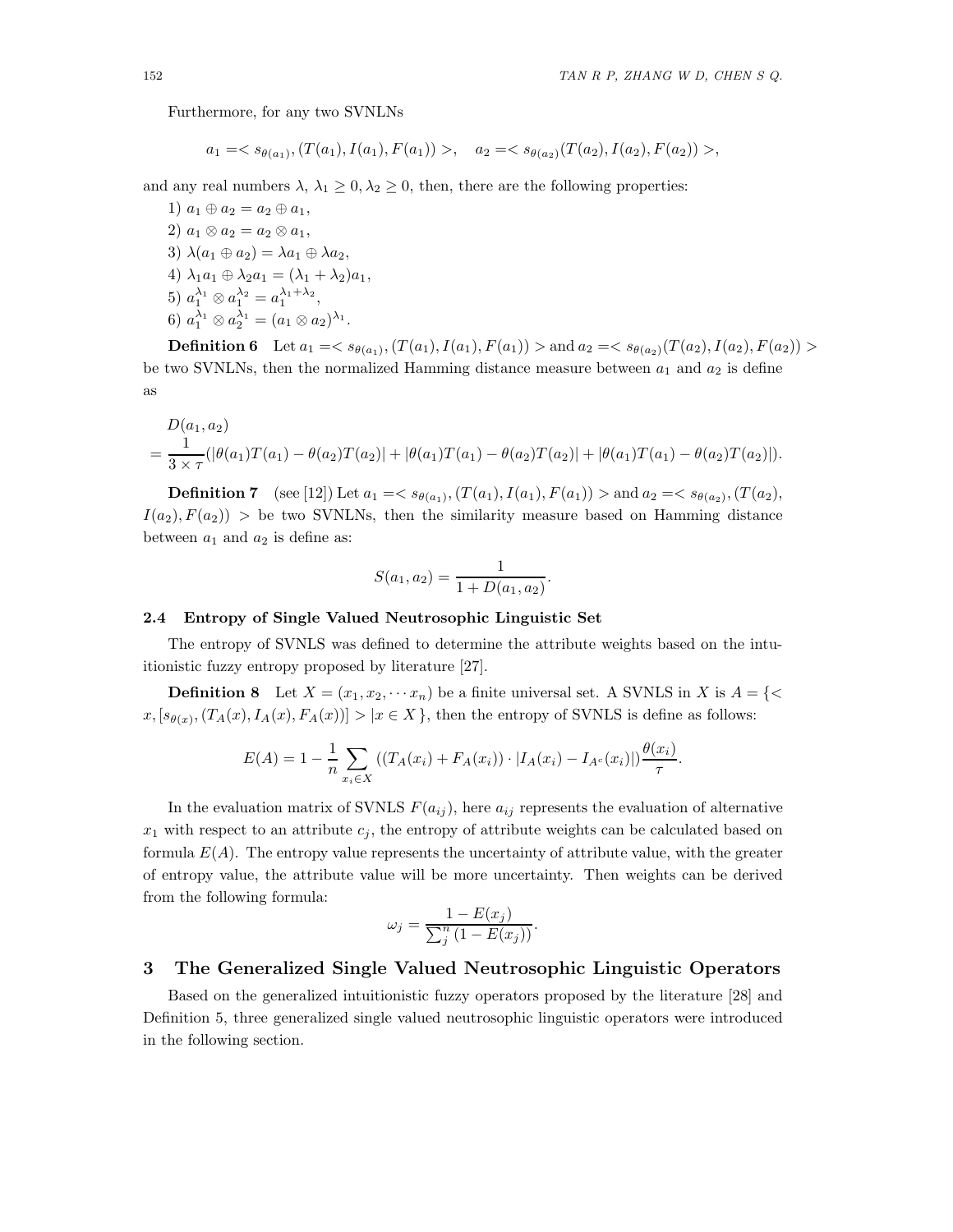Furthermore, for any two SVNLNs

$$a_1 =< s_{\theta(a_1)}, (T(a_1), I(a_1), F(a_1)) >, \quad a_2 =< s_{\theta(a_2)}(T(a_2), I(a_2), F(a_2)) >,$$

and any real numbers $\lambda$, $\lambda_1 \geq 0, \lambda_2 \geq 0$, then, there are the following properties:

1) $a_1 \oplus a_2 = a_2 \oplus a_1$,

2) $a_1 \otimes a_2 = a_2 \otimes a_1$,

3) $\lambda(a_1 \oplus a_2) = \lambda a_1 \oplus \lambda a_2$,

4) $\lambda_1 a_1 \oplus \lambda_2 a_1 = (\lambda_1 + \lambda_2)a_1$,

5) $a_1^{\lambda_1} \otimes a_1^{\lambda_2} = a_1^{\lambda_1+\lambda_2}$,

6) $a_1^{\lambda_1} \otimes a_2^{\lambda_1} = (a_1 \otimes a_2)^{\lambda_1}$.

**Definition 6** Let $a_1 =< s_{\theta(a_1)}, (T(a_1), I(a_1), F(a_1)) >$ and $a_2 =< s_{\theta(a_2)}(T(a_2), I(a_2), F(a_2)) >$ be two SVNLNs, then the normalized Hamming distance measure between $a_1$ and $a_2$ is define as

$$\begin{aligned} & D(a_1, a_2) \\ = & \frac{1}{3 \times \tau}(|\theta(a_1)T(a_1) - \theta(a_2)T(a_2)| + |\theta(a_1)T(a_1) - \theta(a_2)T(a_2)| + |\theta(a_1)T(a_1) - \theta(a_2)T(a_2)|). \end{aligned}$$

**Definition 7** (see [12]) Let $a_1 =< s_{\theta(a_1)}, (T(a_1), I(a_1), F(a_1)) >$ and $a_2 =< s_{\theta(a_2)}, (T(a_2), I(a_2), F(a_2)) >$ be two SVNLNs, then the similarity measure based on Hamming distance between $a_1$ and $a_2$ is define as:

$$S(a_1, a_2) = \frac{1}{1 + D(a_1, a_2)}.$$

### 2.4 Entropy of Single Valued Neutrosophic Linguistic Set

The entropy of SVNLS was defined to determine the attribute weights based on the intuitionistic fuzzy entropy proposed by literature [27].

**Definition 8** Let $X = (x_1, x_2, \cdots x_n)$ be a finite universal set. A SVNLS in $X$ is $A = \{< x, [s_{\theta(x)}, (T_A(x), I_A(x), F_A(x))] > | x \in X\}$, then the entropy of SVNLS is define as follows:

$$E(A) = 1 - \frac{1}{n} \sum_{x_i \in X} ((T_A(x_i) + F_A(x_i)) \cdot |I_A(x_i) - I_{A^c}(x_i)|) \frac{\theta(x_i)}{\tau}.$$

In the evaluation matrix of SVNLS $F(a_{ij})$, here $a_{ij}$ represents the evaluation of alternative $x_1$ with respect to an attribute $c_j$, the entropy of attribute weights can be calculated based on formula $E(A)$. The entropy value represents the uncertainty of attribute value, with the greater of entropy value, the attribute value will be more uncertainty. Then weights can be derived from the following formula:

$$\omega_j = \frac{1 - E(x_j)}{\sum_j^n (1 - E(x_j))}.$$

## 3 The Generalized Single Valued Neutrosophic Linguistic Operators

Based on the generalized intuitionistic fuzzy operators proposed by the literature [28] and Definition 5, three generalized single valued neutrosophic linguistic operators were introduced in the following section.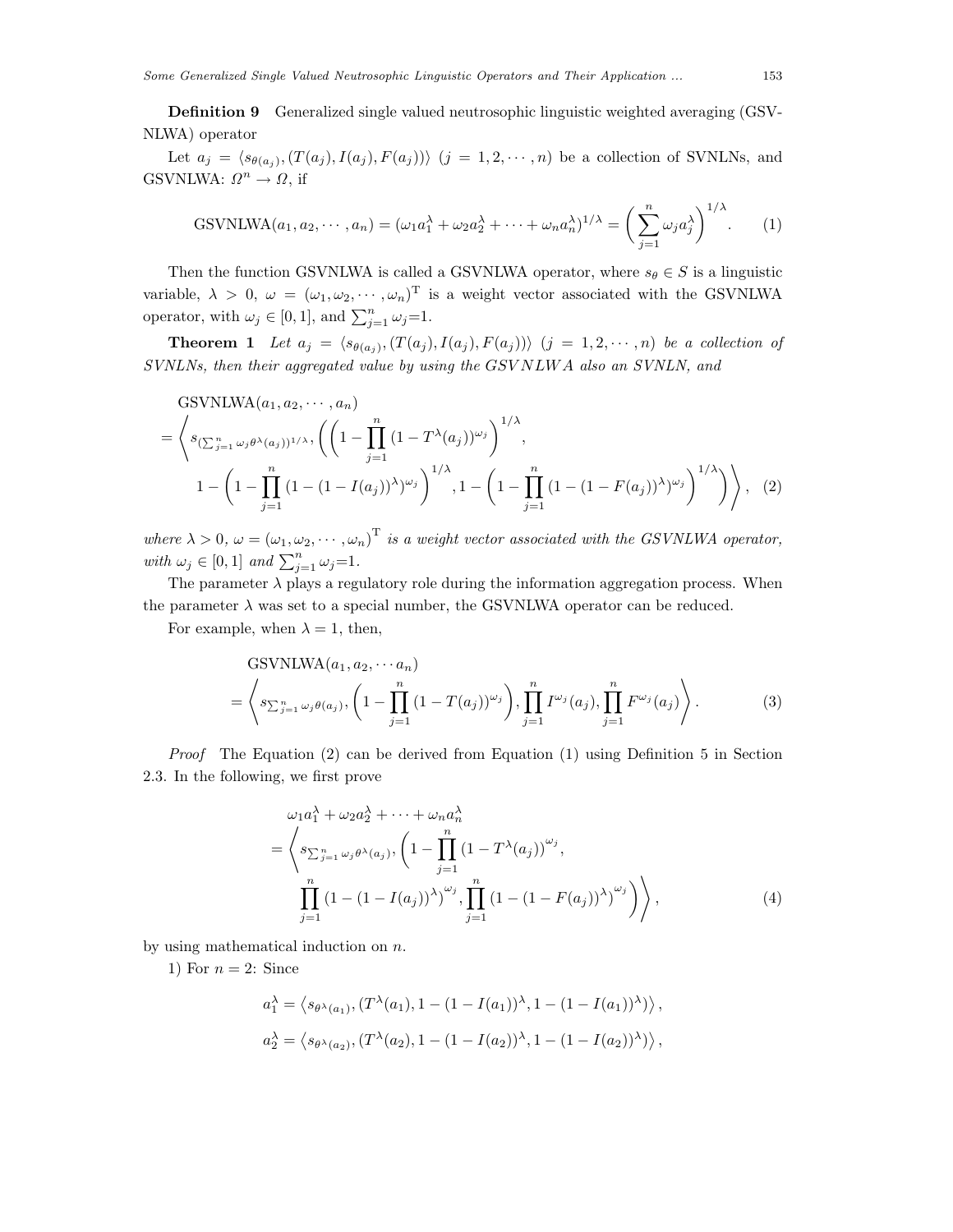**Definition 9** Generalized single valued neutrosophic linguistic weighted averaging (GSVNLWA) operator

Let $a_j = \langle s_{\theta(a_j)}, (T(a_j), I(a_j), F(a_j))\rangle$ $(j = 1, 2, \cdots, n)$ be a collection of SVNLNs, and GSVNLWA: $\Omega^n \to \Omega$, if

$$\text{GSVNLWA}(a_1, a_2, \cdots, a_n) = (\omega_1 a_1^\lambda + \omega_2 a_2^\lambda + \cdots + \omega_n a_n^\lambda)^{1/\lambda} = \left(\sum_{j=1}^{n} \omega_j a_j^\lambda\right)^{1/\lambda}. \tag{1}$$

Then the function GSVNLWA is called a GSVNLWA operator, where $s_\theta \in S$ is a linguistic variable, $\lambda > 0$, $\omega = (\omega_1, \omega_2, \cdots, \omega_n)^{\mathrm{T}}$ is a weight vector associated with the GSVNLWA operator, with $\omega_j \in [0, 1]$, and $\sum_{j=1}^{n} \omega_j$=1.

**Theorem 1** *Let $a_j = \langle s_{\theta(a_j)}, (T(a_j), I(a_j), F(a_j))\rangle$ $(j = 1, 2, \cdots, n)$ be a collection of SVNLNs, then their aggregated value by using the GSVNLWA also an SVNLN, and*

$$\begin{aligned}
&\text{GSVNLWA}(a_1, a_2, \cdots, a_n) \\
&= \left\langle s_{(\sum_{j=1}^{n} \omega_j \theta^\lambda(a_j))^{1/\lambda}}, \left(\left(1 - \prod_{j=1}^{n} (1 - T^\lambda(a_j))^{\omega_j}\right)^{1/\lambda}, \right.\right. \\
&\qquad \left.\left. 1 - \left(1 - \prod_{j=1}^{n} (1 - (1 - I(a_j))^\lambda)^{\omega_j}\right)^{1/\lambda}, 1 - \left(1 - \prod_{j=1}^{n} (1 - (1 - F(a_j))^\lambda)^{\omega_j}\right)^{1/\lambda}\right)\right\rangle, \quad (2)
\end{aligned}$$

*where $\lambda > 0$, $\omega = (\omega_1, \omega_2, \cdots, \omega_n)^{\mathrm{T}}$ is a weight vector associated with the GSVNLWA operator, with $\omega_j \in [0, 1]$ and $\sum_{j=1}^{n} \omega_j$=1.*

The parameter $\lambda$ plays a regulatory role during the information aggregation process. When the parameter $\lambda$ was set to a special number, the GSVNLWA operator can be reduced.

For example, when $\lambda = 1$, then,

$$\begin{aligned}
&\text{GSVNLWA}(a_1, a_2, \cdots a_n) \\
&= \left\langle s_{\sum_{j=1}^{n} \omega_j \theta(a_j)}, \left(1 - \prod_{j=1}^{n} (1 - T(a_j))^{\omega_j}\right), \prod_{j=1}^{n} I^{\omega_j}(a_j), \prod_{j=1}^{n} F^{\omega_j}(a_j)\right\rangle. \quad (3)
\end{aligned}$$

*Proof* The Equation (2) can be derived from Equation (1) using Definition 5 in Section 2.3. In the following, we first prove

$$\begin{aligned}
&\omega_1 a_1^\lambda + \omega_2 a_2^\lambda + \cdots + \omega_n a_n^\lambda \\
&= \left\langle s_{\sum_{j=1}^{n} \omega_j \theta^\lambda(a_j)}, \left(1 - \prod_{j=1}^{n} (1 - T^\lambda(a_j))^{\omega_j}, \right.\right. \\
&\qquad \left.\left. \prod_{j=1}^{n} (1 - (1 - I(a_j))^\lambda)^{\omega_j}, \prod_{j=1}^{n} (1 - (1 - F(a_j))^\lambda)^{\omega_j}\right)\right\rangle, \quad (4)
\end{aligned}$$

by using mathematical induction on $n$.

1) For $n = 2$: Since

$$a_1^\lambda = \left\langle s_{\theta^\lambda(a_1)}, (T^\lambda(a_1), 1 - (1 - I(a_1))^\lambda, 1 - (1 - I(a_1))^\lambda)\right\rangle,$$

$$a_2^\lambda = \left\langle s_{\theta^\lambda(a_2)}, (T^\lambda(a_2), 1 - (1 - I(a_2))^\lambda, 1 - (1 - I(a_2))^\lambda)\right\rangle,$$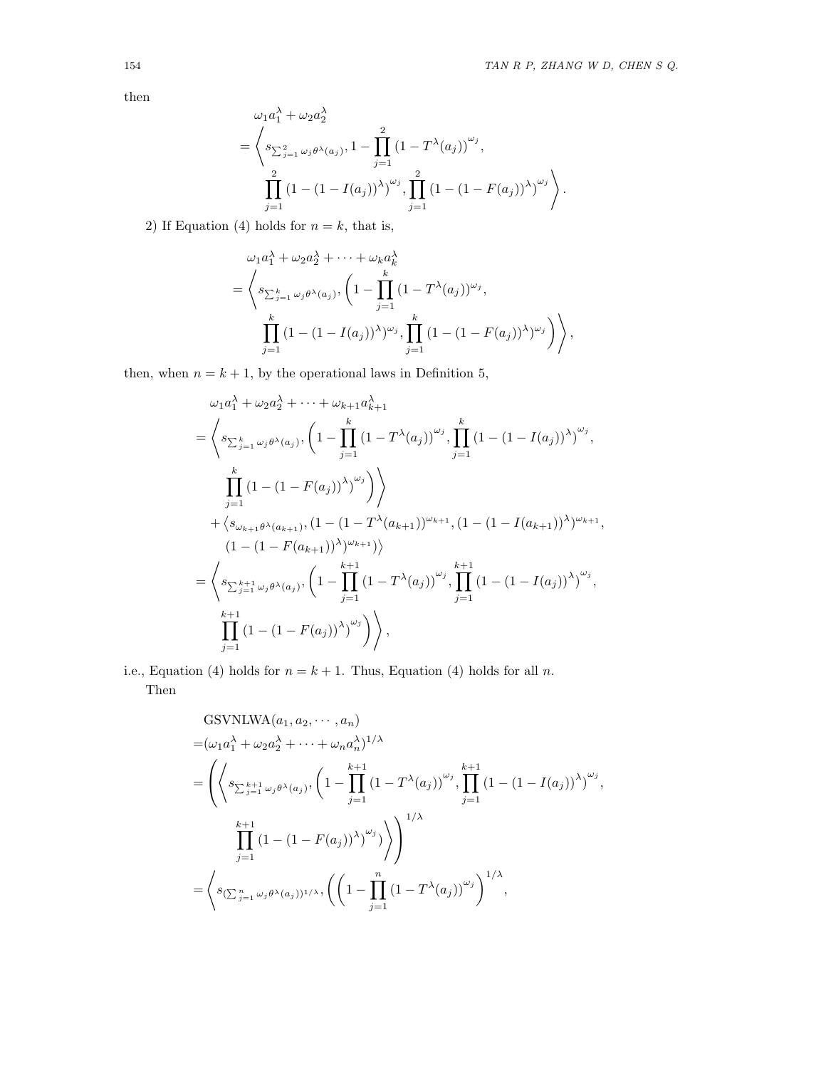then

$$
\begin{aligned}
&\omega_1 a_1^\lambda + \omega_2 a_2^\lambda \\
=&\left\langle s_{\sum_{j=1}^{2}\omega_j\theta^\lambda(a_j)}, 1-\prod_{j=1}^{2}\left(1-T^\lambda(a_j)\right)^{\omega_j},\right. \\
&\left.\prod_{j=1}^{2}\left(1-(1-I(a_j))^\lambda\right)^{\omega_j}, \prod_{j=1}^{2}\left(1-(1-F(a_j))^\lambda\right)^{\omega_j}\right\rangle.
\end{aligned}
$$

2) If Equation (4) holds for $n = k$, that is,

$$
\begin{aligned}
&\omega_1 a_1^\lambda + \omega_2 a_2^\lambda + \cdots + \omega_k a_k^\lambda \\
=&\left\langle s_{\sum_{j=1}^{k}\omega_j\theta^\lambda(a_j)}, \left(1-\prod_{j=1}^{k}(1-T^\lambda(a_j))^{\omega_j},\right.\right. \\
&\left.\left.\prod_{j=1}^{k}(1-(1-I(a_j))^\lambda)^{\omega_j}, \prod_{j=1}^{k}(1-(1-F(a_j))^\lambda)^{\omega_j}\right)\right\rangle,
\end{aligned}
$$

then, when $n = k+1$, by the operational laws in Definition 5,

$$
\begin{aligned}
&\omega_1 a_1^\lambda + \omega_2 a_2^\lambda + \cdots + \omega_{k+1} a_{k+1}^\lambda \\
=&\left\langle s_{\sum_{j=1}^{k}\omega_j\theta^\lambda(a_j)}, \left(1-\prod_{j=1}^{k}\left(1-T^\lambda(a_j)\right)^{\omega_j}, \prod_{j=1}^{k}\left(1-(1-I(a_j))^\lambda\right)^{\omega_j},\right.\right. \\
&\left.\left.\prod_{j=1}^{k}\left(1-(1-F(a_j))^\lambda\right)^{\omega_j}\right)\right\rangle \\
&+\left\langle s_{\omega_{k+1}\theta^\lambda(a_{k+1})}, (1-(1-T^\lambda(a_{k+1}))^{\omega_{k+1}}, (1-(1-I(a_{k+1}))^\lambda)^{\omega_{k+1}},\right. \\
&\left.(1-(1-F(a_{k+1}))^\lambda)^{\omega_{k+1}})\right\rangle \\
=&\left\langle s_{\sum_{j=1}^{k+1}\omega_j\theta^\lambda(a_j)}, \left(1-\prod_{j=1}^{k+1}\left(1-T^\lambda(a_j)\right)^{\omega_j}, \prod_{j=1}^{k+1}\left(1-(1-I(a_j))^\lambda\right)^{\omega_j},\right.\right. \\
&\left.\left.\prod_{j=1}^{k+1}\left(1-(1-F(a_j))^\lambda\right)^{\omega_j}\right)\right\rangle,
\end{aligned}
$$

i.e., Equation (4) holds for $n = k+1$. Thus, Equation (4) holds for all $n$.

Then

$$
\begin{aligned}
&\mathrm{GSVNLWA}(a_1, a_2, \cdots, a_n) \\
=&(\omega_1 a_1^\lambda + \omega_2 a_2^\lambda + \cdots + \omega_n a_n^\lambda)^{1/\lambda} \\
=&\left(\left\langle s_{\sum_{j=1}^{k+1}\omega_j\theta^\lambda(a_j)}, \left(1-\prod_{j=1}^{k+1}\left(1-T^\lambda(a_j)\right)^{\omega_j}, \prod_{j=1}^{k+1}\left(1-(1-I(a_j))^\lambda\right)^{\omega_j},\right.\right.\right. \\
&\left.\left.\left.\prod_{j=1}^{k+1}\left(1-(1-F(a_j))^\lambda\right)^{\omega_j}\right)\right\rangle\right)^{1/\lambda} \\
=&\left\langle s_{(\sum_{j=1}^{n}\omega_j\theta^\lambda(a_j))^{1/\lambda}}, \left(\left(1-\prod_{j=1}^{n}\left(1-T^\lambda(a_j)\right)^{\omega_j}\right)^{1/\lambda},\right.\right.
\end{aligned}
$$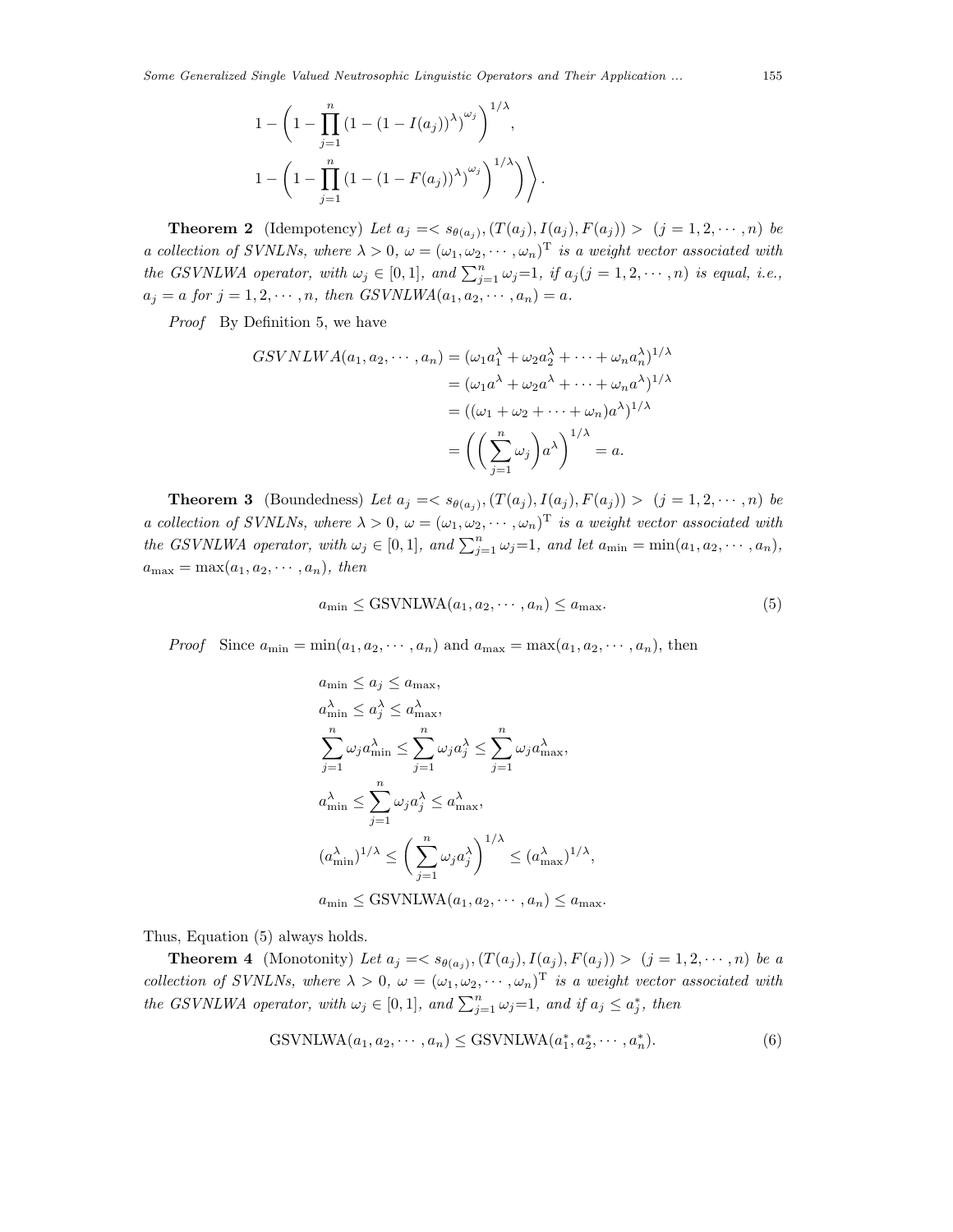$$1-\left(1-\prod_{j=1}^{n}\left(1-(1-I(a_j))^{\lambda}\right)^{\omega_j}\right)^{1/\lambda},$$
$$1-\left(1-\prod_{j=1}^{n}\left(1-(1-F(a_j))^{\lambda}\right)^{\omega_j}\right)^{1/\lambda}\Bigg)\Bigg\rangle.$$

**Theorem 2** (Idempotency) *Let $a_j =< s_{\theta(a_j)}, (T(a_j), I(a_j), F(a_j)) >$ $(j = 1, 2, \cdots, n)$ be a collection of SVNLNs, where $\lambda > 0$, $\omega = (\omega_1, \omega_2, \cdots, \omega_n)^{\mathrm{T}}$ is a weight vector associated with the GSVNLWA operator, with $\omega_j \in [0, 1]$, and $\sum_{j=1}^{n}\omega_j$=1, if $a_j (j = 1, 2, \cdots, n)$ is equal, i.e., $a_j = a$ for $j = 1, 2, \cdots, n$, then $GSVNLWA(a_1, a_2, \cdots, a_n) = a$.*

*Proof* By Definition 5, we have

$$\begin{aligned}
GSVNLWA(a_1, a_2, \cdots, a_n) &= (\omega_1 a_1^{\lambda} + \omega_2 a_2^{\lambda} + \cdots + \omega_n a_n^{\lambda})^{1/\lambda}\\
&= (\omega_1 a^{\lambda} + \omega_2 a^{\lambda} + \cdots + \omega_n a^{\lambda})^{1/\lambda}\\
&= ((\omega_1 + \omega_2 + \cdots + \omega_n) a^{\lambda})^{1/\lambda}\\
&= \left(\left(\sum_{j=1}^{n}\omega_j\right) a^{\lambda}\right)^{1/\lambda} = a.
\end{aligned}$$

**Theorem 3** (Boundedness) *Let $a_j =< s_{\theta(a_j)}, (T(a_j), I(a_j), F(a_j)) >$ $(j = 1, 2, \cdots, n)$ be a collection of SVNLNs, where $\lambda > 0$, $\omega = (\omega_1, \omega_2, \cdots, \omega_n)^{\mathrm{T}}$ is a weight vector associated with the GSVNLWA operator, with $\omega_j \in [0, 1]$, and $\sum_{j=1}^{n}\omega_j$=1, and let $a_{\min} = \min(a_1, a_2, \cdots, a_n)$, $a_{\max} = \max(a_1, a_2, \cdots, a_n)$, then*

$$a_{\min} \leq \mathrm{GSVNLWA}(a_1, a_2, \cdots, a_n) \leq a_{\max}. \tag{5}$$

*Proof* Since $a_{\min} = \min(a_1, a_2, \cdots, a_n)$ and $a_{\max} = \max(a_1, a_2, \cdots, a_n)$, then

$$\begin{aligned}
&a_{\min} \leq a_j \leq a_{\max},\\
&a_{\min}^{\lambda} \leq a_j^{\lambda} \leq a_{\max}^{\lambda},\\
&\sum_{j=1}^{n}\omega_j a_{\min}^{\lambda} \leq \sum_{j=1}^{n}\omega_j a_j^{\lambda} \leq \sum_{j=1}^{n}\omega_j a_{\max}^{\lambda},\\
&a_{\min}^{\lambda} \leq \sum_{j=1}^{n}\omega_j a_j^{\lambda} \leq a_{\max}^{\lambda},\\
&(a_{\min}^{\lambda})^{1/\lambda} \leq \left(\sum_{j=1}^{n}\omega_j a_j^{\lambda}\right)^{1/\lambda} \leq (a_{\max}^{\lambda})^{1/\lambda},\\
&a_{\min} \leq \mathrm{GSVNLWA}(a_1, a_2, \cdots, a_n) \leq a_{\max}.
\end{aligned}$$

Thus, Equation (5) always holds.

**Theorem 4** (Monotonity) *Let $a_j =< s_{\theta(a_j)}, (T(a_j), I(a_j), F(a_j)) >$ $(j = 1, 2, \cdots, n)$ be a collection of SVNLNs, where $\lambda > 0$, $\omega = (\omega_1, \omega_2, \cdots, \omega_n)^{\mathrm{T}}$ is a weight vector associated with the GSVNLWA operator, with $\omega_j \in [0, 1]$, and $\sum_{j=1}^{n}\omega_j$=1, and if $a_j \leq a_j^*$, then*

$$\mathrm{GSVNLWA}(a_1, a_2, \cdots, a_n) \leq \mathrm{GSVNLWA}(a_1^*, a_2^*, \cdots, a_n^*). \tag{6}$$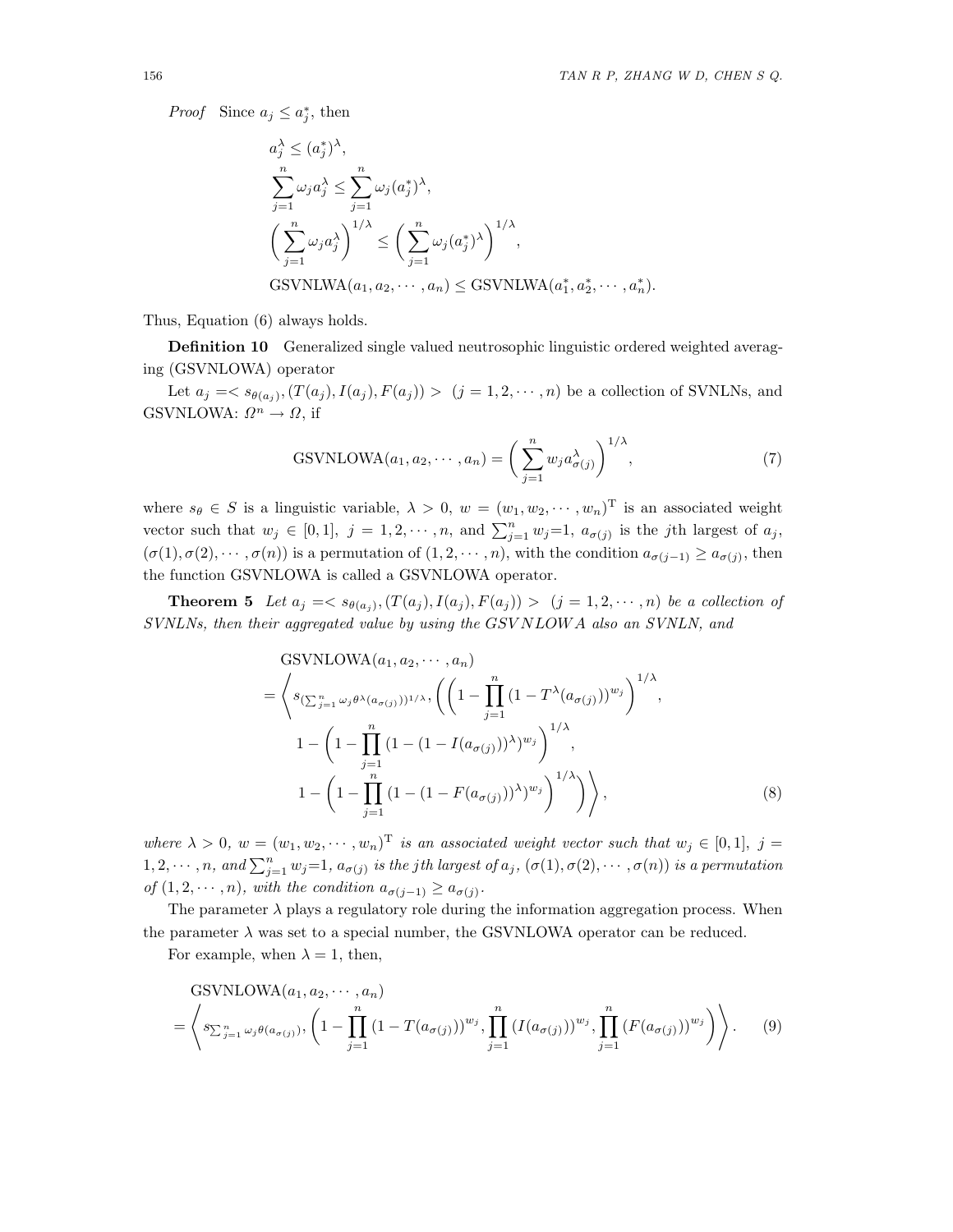*Proof* Since $a_j \leq a_j^*$, then

$$
\begin{aligned}
& a_j^\lambda \leq (a_j^*)^\lambda, \\
& \sum_{j=1}^{n} \omega_j a_j^\lambda \leq \sum_{j=1}^{n} \omega_j (a_j^*)^\lambda, \\
& \left( \sum_{j=1}^{n} \omega_j a_j^\lambda \right)^{1/\lambda} \leq \left( \sum_{j=1}^{n} \omega_j (a_j^*)^\lambda \right)^{1/\lambda}, \\
& \text{GSVNLWA}(a_1, a_2, \cdots, a_n) \leq \text{GSVNLWA}(a_1^*, a_2^*, \cdots, a_n^*).
\end{aligned}
$$

Thus, Equation (6) always holds.

**Definition 10** Generalized single valued neutrosophic linguistic ordered weighted averaging (GSVNLOWA) operator

Let $a_j = < s_{\theta(a_j)}, (T(a_j), I(a_j), F(a_j)) > \ (j = 1, 2, \cdots, n)$ be a collection of SVNLNs, and GSVNLOWA: $\Omega^n \to \Omega$, if

$$
\text{GSVNLOWA}(a_1, a_2, \cdots, a_n) = \left( \sum_{j=1}^{n} w_j a_{\sigma(j)}^\lambda \right)^{1/\lambda}, \tag{7}
$$

where $s_\theta \in S$ is a linguistic variable, $\lambda > 0$, $w = (w_1, w_2, \cdots, w_n)^{\mathrm{T}}$ is an associated weight vector such that $w_j \in [0, 1]$, $j = 1, 2, \cdots, n$, and $\sum_{j=1}^{n} w_j$=1, $a_{\sigma(j)}$ is the $j$th largest of $a_j$, $(\sigma(1), \sigma(2), \cdots, \sigma(n))$ is a permutation of $(1, 2, \cdots, n)$, with the condition $a_{\sigma(j-1)} \geq a_{\sigma(j)}$, then the function GSVNLOWA is called a GSVNLOWA operator.

**Theorem 5** *Let $a_j = < s_{\theta(a_j)}, (T(a_j), I(a_j), F(a_j)) > \ (j = 1, 2, \cdots, n)$ be a collection of SVNLNs, then their aggregated value by using the GSVNLOWA also an SVNLN, and*

$$
\begin{aligned}
& \text{GSVNLOWA}(a_1, a_2, \cdots, a_n) \\
= & \left\langle s_{(\sum_{j=1}^{n} \omega_j \theta^\lambda (a_{\sigma(j)}))^{1/\lambda}}, \left( \left( 1 - \prod_{j=1}^{n} (1 - T^\lambda(a_{\sigma(j)}))^{w_j} \right)^{1/\lambda}, \right. \right. \\
& \quad 1 - \left( 1 - \prod_{j=1}^{n} (1 - (1 - I(a_{\sigma(j)}))^\lambda)^{w_j} \right)^{1/\lambda}, \\
& \quad \left. \left. 1 - \left( 1 - \prod_{j=1}^{n} (1 - (1 - F(a_{\sigma(j)}))^\lambda)^{w_j} \right)^{1/\lambda} \right) \right\rangle,
\end{aligned} \tag{8}
$$

*where $\lambda > 0$, $w = (w_1, w_2, \cdots, w_n)^{\mathrm{T}}$ is an associated weight vector such that $w_j \in [0, 1]$, $j = 1, 2, \cdots, n$, and $\sum_{j=1}^{n} w_j$=1, $a_{\sigma(j)}$ is the $j$th largest of $a_j$, $(\sigma(1), \sigma(2), \cdots, \sigma(n))$ is a permutation of $(1, 2, \cdots, n)$, with the condition $a_{\sigma(j-1)} \geq a_{\sigma(j)}$.*

The parameter $\lambda$ plays a regulatory role during the information aggregation process. When the parameter $\lambda$ was set to a special number, the GSVNLOWA operator can be reduced.

For example, when $\lambda = 1$, then,

$$
\begin{aligned}
& \text{GSVNLOWA}(a_1, a_2, \cdots, a_n) \\
= & \left\langle s_{\sum_{j=1}^{n} \omega_j \theta(a_{\sigma(j)})}, \left( 1 - \prod_{j=1}^{n} (1 - T(a_{\sigma(j)}))^{w_j}, \prod_{j=1}^{n} (I(a_{\sigma(j)}))^{w_j}, \prod_{j=1}^{n} (F(a_{\sigma(j)}))^{w_j} \right) \right\rangle.
\end{aligned} \tag{9}
$$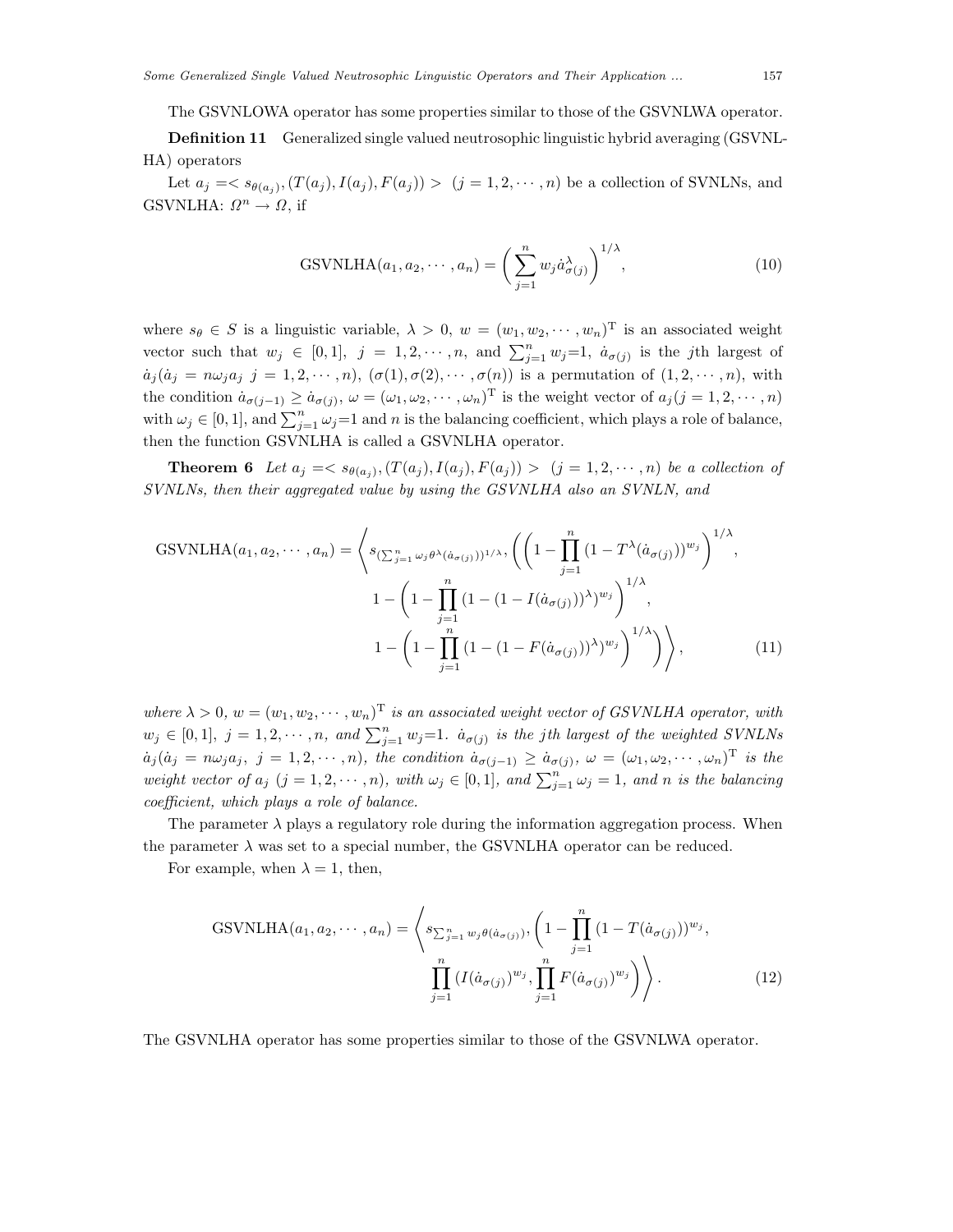The GSVNLOWA operator has some properties similar to those of the GSVNLWA operator.

**Definition 11** Generalized single valued neutrosophic linguistic hybrid averaging (GSVNLHA) operators

Let $a_j =< s_{\theta(a_j)}, (T(a_j), I(a_j), F(a_j)) >$ $(j = 1, 2, \cdots, n)$ be a collection of SVNLNs, and GSVNLHA: $\Omega^n \to \Omega$, if

$$\text{GSVNLHA}(a_1, a_2, \cdots, a_n) = \left( \sum_{j=1}^{n} w_j \dot{a}_{\sigma(j)}^{\lambda} \right)^{1/\lambda}, \tag{10}$$

where $s_\theta \in S$ is a linguistic variable, $\lambda > 0$, $w = (w_1, w_2, \cdots, w_n)^{\mathrm{T}}$ is an associated weight vector such that $w_j \in [0, 1]$, $j = 1, 2, \cdots, n$, and $\sum_{j=1}^{n} w_j$=1, $\dot{a}_{\sigma(j)}$ is the $j$th largest of $\dot{a}_j(\dot{a}_j = n\omega_j a_j$ $j = 1, 2, \cdots, n)$, $(\sigma(1), \sigma(2), \cdots, \sigma(n))$ is a permutation of $(1, 2, \cdots, n)$, with the condition $\dot{a}_{\sigma(j-1)} \geq \dot{a}_{\sigma(j)}$, $\omega = (\omega_1, \omega_2, \cdots, \omega_n)^{\mathrm{T}}$ is the weight vector of $a_j (j = 1, 2, \cdots, n)$ with $\omega_j \in [0, 1]$, and $\sum_{j=1}^{n} \omega_j$=1 and $n$ is the balancing coefficient, which plays a role of balance, then the function GSVNLHA is called a GSVNLHA operator.

**Theorem 6** *Let $a_j =< s_{\theta(a_j)}, (T(a_j), I(a_j), F(a_j)) >$ $(j = 1, 2, \cdots, n)$ be a collection of SVNLNs, then their aggregated value by using the GSVNLHA also an SVNLN, and*

$$\begin{aligned}
\text{GSVNLHA}(a_1, a_2, \cdots, a_n) = \Bigg\langle & s_{(\sum_{j=1}^{n} \omega_j \theta^{\lambda}(\dot{a}_{\sigma(j)}))^{1/\lambda}}, \Bigg( \left( 1 - \prod_{j=1}^{n} (1 - T^{\lambda}(\dot{a}_{\sigma(j)}))^{w_j} \right)^{1/\lambda}, \\
& 1 - \left( 1 - \prod_{j=1}^{n} (1 - (1 - I(\dot{a}_{\sigma(j)}))^{\lambda})^{w_j} \right)^{1/\lambda}, \\
& 1 - \left( 1 - \prod_{j=1}^{n} (1 - (1 - F(\dot{a}_{\sigma(j)}))^{\lambda})^{w_j} \right)^{1/\lambda} \Bigg) \Bigg\rangle,
\end{aligned} \tag{11}$$

*where $\lambda > 0$, $w = (w_1, w_2, \cdots, w_n)^{\mathrm{T}}$ is an associated weight vector of GSVNLHA operator, with $w_j \in [0, 1]$, $j = 1, 2, \cdots, n$, and $\sum_{j=1}^{n} w_j$=1. $\dot{a}_{\sigma(j)}$ is the $j$th largest of the weighted SVNLNs $\dot{a}_j(\dot{a}_j = n\omega_j a_j$, $j = 1, 2, \cdots, n)$, the condition $\dot{a}_{\sigma(j-1)} \geq \dot{a}_{\sigma(j)}$, $\omega = (\omega_1, \omega_2, \cdots, \omega_n)^{\mathrm{T}}$ is the weight vector of $a_j$ $(j = 1, 2, \cdots, n)$, with $\omega_j \in [0, 1]$, and $\sum_{j=1}^{n} \omega_j = 1$, and $n$ is the balancing coefficient, which plays a role of balance.*

The parameter $\lambda$ plays a regulatory role during the information aggregation process. When the parameter $\lambda$ was set to a special number, the GSVNLHA operator can be reduced.

For example, when $\lambda = 1$, then,

$$\begin{aligned}
\text{GSVNLHA}(a_1, a_2, \cdots, a_n) = \Bigg\langle & s_{\sum_{j=1}^{n} w_j \theta(\dot{a}_{\sigma(j)})}, \Bigg( 1 - \prod_{j=1}^{n} (1 - T(\dot{a}_{\sigma(j)}))^{w_j}, \\
& \prod_{j=1}^{n} (I(\dot{a}_{\sigma(j)})^{w_j}, \prod_{j=1}^{n} F(\dot{a}_{\sigma(j)})^{w_j} \Bigg) \Bigg\rangle.
\end{aligned} \tag{12}$$

The GSVNLHA operator has some properties similar to those of the GSVNLWA operator.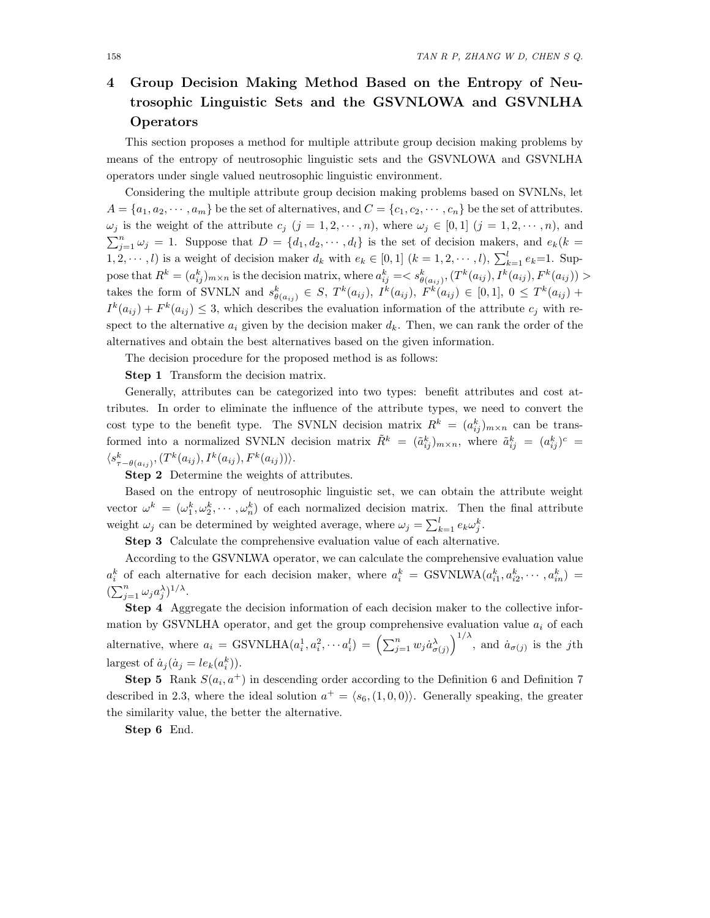## 4 Group Decision Making Method Based on the Entropy of Neutrosophic Linguistic Sets and the GSVNLOWA and GSVNLHA Operators

This section proposes a method for multiple attribute group decision making problems by means of the entropy of neutrosophic linguistic sets and the GSVNLOWA and GSVNLHA operators under single valued neutrosophic linguistic environment.

Considering the multiple attribute group decision making problems based on SVNLNs, let $A = \{a_1, a_2, \cdots, a_m\}$ be the set of alternatives, and $C = \{c_1, c_2, \cdots, c_n\}$ be the set of attributes. $\omega_j$ is the weight of the attribute $c_j$ $(j = 1, 2, \cdots, n)$, where $\omega_j \in [0, 1]$ $(j = 1, 2, \cdots, n)$, and $\sum_{j=1}^{n} \omega_j = 1$. Suppose that $D = \{d_1, d_2, \cdots, d_l\}$ is the set of decision makers, and $e_k (k = 1, 2, \cdots, l)$ is a weight of decision maker $d_k$ with $e_k \in [0, 1]$ $(k = 1, 2, \cdots, l)$, $\sum_{k=1}^{l} e_k$=1. Suppose that $R^k = (a_{ij}^k)_{m\times n}$ is the decision matrix, where $a_{ij}^k =< s_{\theta(a_{ij})}^k, (T^k(a_{ij}), I^k(a_{ij}), F^k(a_{ij})) >$ takes the form of SVNLN and $s_{\theta(a_{ij})}^k \in S$, $T^k(a_{ij})$, $I^k(a_{ij})$, $F^k(a_{ij}) \in [0, 1]$, $0 \le T^k(a_{ij}) + I^k(a_{ij}) + F^k(a_{ij}) \le 3$, which describes the evaluation information of the attribute $c_j$ with respect to the alternative $a_i$ given by the decision maker $d_k$. Then, we can rank the order of the alternatives and obtain the best alternatives based on the given information.

The decision procedure for the proposed method is as follows:

**Step 1** Transform the decision matrix.

Generally, attributes can be categorized into two types: benefit attributes and cost attributes. In order to eliminate the influence of the attribute types, we need to convert the cost type to the benefit type. The SVNLN decision matrix $R^k = (a_{ij}^k)_{m\times n}$ can be transformed into a normalized SVNLN decision matrix $\tilde{R}^k = (\tilde{a}_{ij}^k)_{m\times n}$, where $\tilde{a}_{ij}^k = (a_{ij}^k)^c = \langle s_{\tau-\theta(a_{ij})}^k, (T^k(a_{ij}), I^k(a_{ij}), F^k(a_{ij}))\rangle$.

**Step 2** Determine the weights of attributes.

Based on the entropy of neutrosophic linguistic set, we can obtain the attribute weight vector $\omega^k = (\omega_1^k, \omega_2^k, \cdots, \omega_n^k)$ of each normalized decision matrix. Then the final attribute weight $\omega_j$ can be determined by weighted average, where $\omega_j = \sum_{k=1}^{l} e_k \omega_j^k$.

**Step 3** Calculate the comprehensive evaluation value of each alternative.

According to the GSVNLWA operator, we can calculate the comprehensive evaluation value $a_i^k$ of each alternative for each decision maker, where $a_i^k = \text{GSVNLWA}(a_{i1}^k, a_{i2}^k, \cdots, a_{in}^k) = (\sum_{j=1}^{n} \omega_j a_j^\lambda)^{1/\lambda}$.

**Step 4** Aggregate the decision information of each decision maker to the collective information by GSVNLHA operator, and get the group comprehensive evaluation value $a_i$ of each alternative, where $a_i = \text{GSVNLHA}(a_i^1, a_i^2, \cdots a_i^l) = \left(\sum_{j=1}^{n} w_j \dot{a}_{\sigma(j)}^\lambda\right)^{1/\lambda}$, and $\dot{a}_{\sigma(j)}$ is the $j$th largest of $\dot{a}_j (\dot{a}_j = le_k(a_i^k))$.

**Step 5** Rank $S(a_i, a^+)$ in descending order according to the Definition 6 and Definition 7 described in 2.3, where the ideal solution $a^+ = \langle s_6, (1, 0, 0)\rangle$. Generally speaking, the greater the similarity value, the better the alternative.

**Step 6** End.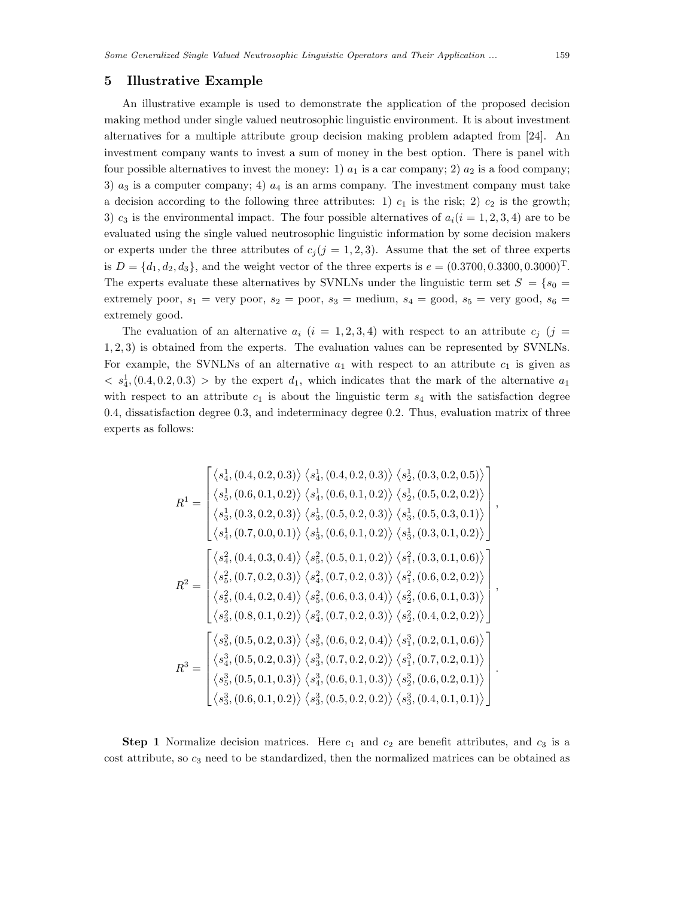## 5 Illustrative Example

An illustrative example is used to demonstrate the application of the proposed decision making method under single valued neutrosophic linguistic environment. It is about investment alternatives for a multiple attribute group decision making problem adapted from [24]. An investment company wants to invest a sum of money in the best option. There is panel with four possible alternatives to invest the money: 1) $a_1$ is a car company; 2) $a_2$ is a food company; 3) $a_3$ is a computer company; 4) $a_4$ is an arms company. The investment company must take a decision according to the following three attributes: 1) $c_1$ is the risk; 2) $c_2$ is the growth; 3) $c_3$ is the environmental impact. The four possible alternatives of $a_i (i = 1, 2, 3, 4)$ are to be evaluated using the single valued neutrosophic linguistic information by some decision makers or experts under the three attributes of $c_j (j = 1, 2, 3)$. Assume that the set of three experts is $D = \{d_1, d_2, d_3\}$, and the weight vector of the three experts is $e = (0.3700, 0.3300, 0.3000)^{\mathrm{T}}$. The experts evaluate these alternatives by SVNLNs under the linguistic term set $S = \{s_0 =$ extremely poor, $s_1 =$ very poor, $s_2 =$ poor, $s_3 =$ medium, $s_4 =$ good, $s_5 =$ very good, $s_6 =$ extremely good.

The evaluation of an alternative $a_i$ $(i = 1, 2, 3, 4)$ with respect to an attribute $c_j$ $(j = 1, 2, 3)$ is obtained from the experts. The evaluation values can be represented by SVNLNs. For example, the SVNLNs of an alternative $a_1$ with respect to an attribute $c_1$ is given as $< s_4^1, (0.4, 0.2, 0.3) >$ by the expert $d_1$, which indicates that the mark of the alternative $a_1$ with respect to an attribute $c_1$ is about the linguistic term $s_4$ with the satisfaction degree 0.4, dissatisfaction degree 0.3, and indeterminacy degree 0.2. Thus, evaluation matrix of three experts as follows:

$$R^1 = \begin{bmatrix} \langle s_4^1, (0.4, 0.2, 0.3)\rangle & \langle s_4^1, (0.4, 0.2, 0.3)\rangle & \langle s_2^1, (0.3, 0.2, 0.5)\rangle \\ \langle s_5^1, (0.6, 0.1, 0.2)\rangle & \langle s_4^1, (0.6, 0.1, 0.2)\rangle & \langle s_2^1, (0.5, 0.2, 0.2)\rangle \\ \langle s_3^1, (0.3, 0.2, 0.3)\rangle & \langle s_3^1, (0.5, 0.2, 0.3)\rangle & \langle s_3^1, (0.5, 0.3, 0.1)\rangle \\ \langle s_4^1, (0.7, 0.0, 0.1)\rangle & \langle s_3^1, (0.6, 0.1, 0.2)\rangle & \langle s_3^1, (0.3, 0.1, 0.2)\rangle \end{bmatrix},$$

$$R^2 = \begin{bmatrix} \langle s_4^2, (0.4, 0.3, 0.4)\rangle & \langle s_5^2, (0.5, 0.1, 0.2)\rangle & \langle s_1^2, (0.3, 0.1, 0.6)\rangle \\ \langle s_5^2, (0.7, 0.2, 0.3)\rangle & \langle s_4^2, (0.7, 0.2, 0.3)\rangle & \langle s_1^2, (0.6, 0.2, 0.2)\rangle \\ \langle s_5^2, (0.4, 0.2, 0.4)\rangle & \langle s_5^2, (0.6, 0.3, 0.4)\rangle & \langle s_2^2, (0.6, 0.1, 0.3)\rangle \\ \langle s_3^2, (0.8, 0.1, 0.2)\rangle & \langle s_4^2, (0.7, 0.2, 0.3)\rangle & \langle s_2^2, (0.4, 0.2, 0.2)\rangle \end{bmatrix},$$

$$R^3 = \begin{bmatrix} \langle s_5^3, (0.5, 0.2, 0.3)\rangle & \langle s_5^3, (0.6, 0.2, 0.4)\rangle & \langle s_1^3, (0.2, 0.1, 0.6)\rangle \\ \langle s_4^3, (0.5, 0.2, 0.3)\rangle & \langle s_3^3, (0.7, 0.2, 0.2)\rangle & \langle s_1^3, (0.7, 0.2, 0.1)\rangle \\ \langle s_5^3, (0.5, 0.1, 0.3)\rangle & \langle s_4^3, (0.6, 0.1, 0.3)\rangle & \langle s_2^3, (0.6, 0.2, 0.1)\rangle \\ \langle s_3^3, (0.6, 0.1, 0.2)\rangle & \langle s_3^3, (0.5, 0.2, 0.2)\rangle & \langle s_3^3, (0.4, 0.1, 0.1)\rangle \end{bmatrix}.$$

**Step 1** Normalize decision matrices. Here $c_1$ and $c_2$ are benefit attributes, and $c_3$ is a cost attribute, so $c_3$ need to be standardized, then the normalized matrices can be obtained as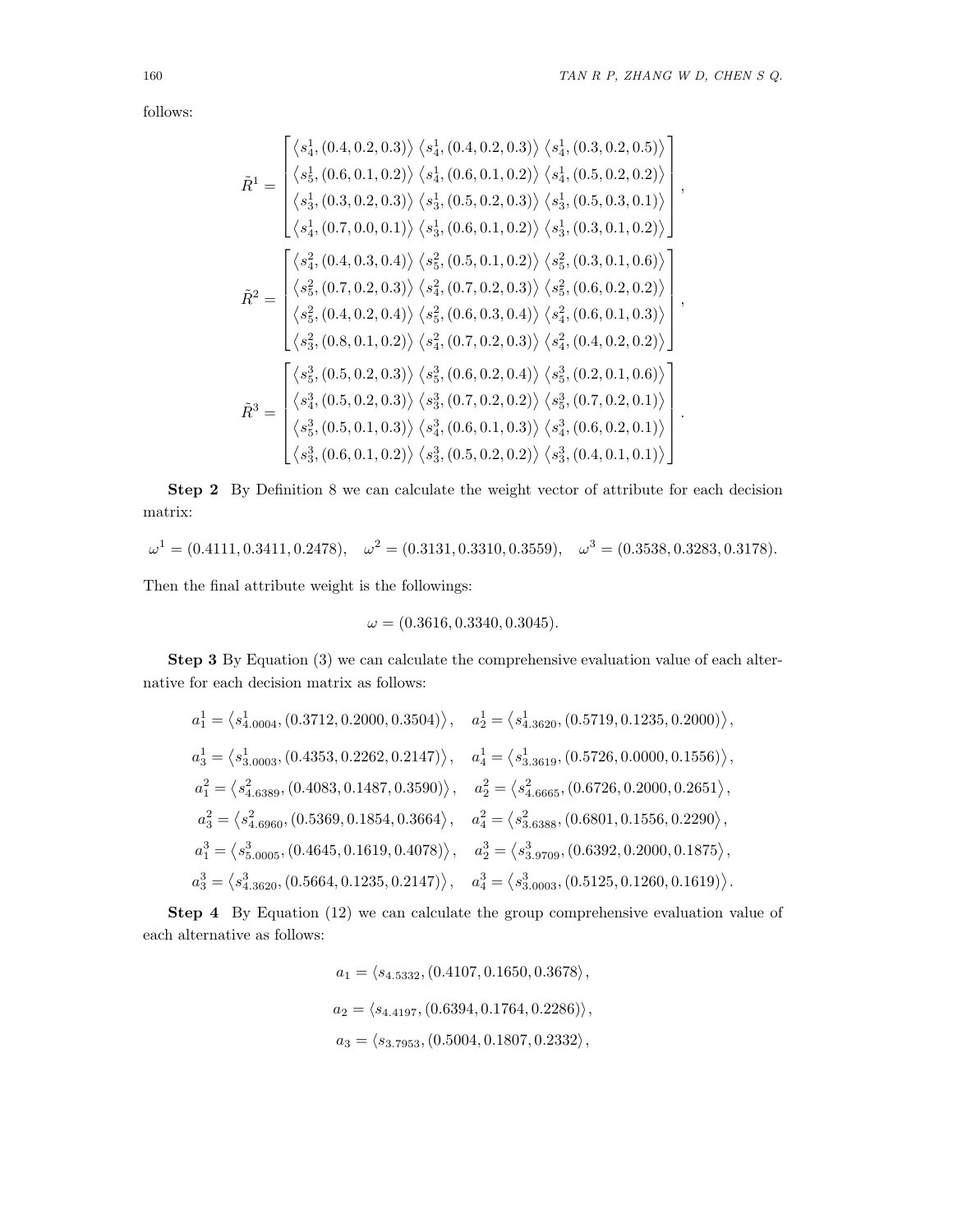follows:

$$
\tilde{R}^1 = \begin{bmatrix} \langle s_4^1, (0.4, 0.2, 0.3) \rangle & \langle s_4^1, (0.4, 0.2, 0.3) \rangle & \langle s_4^1, (0.3, 0.2, 0.5) \rangle \\ \langle s_5^1, (0.6, 0.1, 0.2) \rangle & \langle s_4^1, (0.6, 0.1, 0.2) \rangle & \langle s_4^1, (0.5, 0.2, 0.2) \rangle \\ \langle s_3^1, (0.3, 0.2, 0.3) \rangle & \langle s_3^1, (0.5, 0.2, 0.3) \rangle & \langle s_3^1, (0.5, 0.3, 0.1) \rangle \\ \langle s_4^1, (0.7, 0.0, 0.1) \rangle & \langle s_3^1, (0.6, 0.1, 0.2) \rangle & \langle s_3^1, (0.3, 0.1, 0.2) \rangle \end{bmatrix},
$$

$$
\tilde{R}^2 = \begin{bmatrix} \langle s_4^2, (0.4, 0.3, 0.4) \rangle & \langle s_5^2, (0.5, 0.1, 0.2) \rangle & \langle s_5^2, (0.3, 0.1, 0.6) \rangle \\ \langle s_5^2, (0.7, 0.2, 0.3) \rangle & \langle s_4^2, (0.7, 0.2, 0.3) \rangle & \langle s_5^2, (0.6, 0.2, 0.2) \rangle \\ \langle s_5^2, (0.4, 0.2, 0.4) \rangle & \langle s_5^2, (0.6, 0.3, 0.4) \rangle & \langle s_4^2, (0.6, 0.1, 0.3) \rangle \\ \langle s_3^2, (0.8, 0.1, 0.2) \rangle & \langle s_4^2, (0.7, 0.2, 0.3) \rangle & \langle s_4^2, (0.4, 0.2, 0.2) \rangle \end{bmatrix},
$$

$$
\tilde{R}^3 = \begin{bmatrix} \langle s_5^3, (0.5, 0.2, 0.3) \rangle & \langle s_5^3, (0.6, 0.2, 0.4) \rangle & \langle s_5^3, (0.2, 0.1, 0.6) \rangle \\ \langle s_4^3, (0.5, 0.2, 0.3) \rangle & \langle s_3^3, (0.7, 0.2, 0.2) \rangle & \langle s_5^3, (0.7, 0.2, 0.1) \rangle \\ \langle s_5^3, (0.5, 0.1, 0.3) \rangle & \langle s_4^3, (0.6, 0.1, 0.3) \rangle & \langle s_4^3, (0.6, 0.2, 0.1) \rangle \\ \langle s_3^3, (0.6, 0.1, 0.2) \rangle & \langle s_3^3, (0.5, 0.2, 0.2) \rangle & \langle s_3^3, (0.4, 0.1, 0.1) \rangle \end{bmatrix}.
$$

**Step 2** By Definition 8 we can calculate the weight vector of attribute for each decision matrix:

$$
\omega^1 = (0.4111, 0.3411, 0.2478), \quad \omega^2 = (0.3131, 0.3310, 0.3559), \quad \omega^3 = (0.3538, 0.3283, 0.3178).
$$

Then the final attribute weight is the followings:

$$
\omega = (0.3616, 0.3340, 0.3045).
$$

**Step 3** By Equation (3) we can calculate the comprehensive evaluation value of each alternative for each decision matrix as follows:

$$
a_1^1 = \langle s_{4.0004}^1, (0.3712, 0.2000, 0.3504) \rangle, \quad a_2^1 = \langle s_{4.3620}^1, (0.5719, 0.1235, 0.2000) \rangle,
$$

$$
a_3^1 = \langle s_{3.0003}^1, (0.4353, 0.2262, 0.2147) \rangle, \quad a_4^1 = \langle s_{3.3619}^1, (0.5726, 0.0000, 0.1556) \rangle,
$$

$$
a_1^2 = \langle s_{4.6389}^2, (0.4083, 0.1487, 0.3590) \rangle, \quad a_2^2 = \langle s_{4.6665}^2, (0.6726, 0.2000, 0.2651 \rangle,
$$

$$
a_3^2 = \langle s_{4.6960}^2, (0.5369, 0.1854, 0.3664 \rangle, \quad a_4^2 = \langle s_{3.6388}^2, (0.6801, 0.1556, 0.2290 \rangle,
$$

$$
a_1^3 = \langle s_{5.0005}^3, (0.4645, 0.1619, 0.4078) \rangle, \quad a_2^3 = \langle s_{3.9709}^3, (0.6392, 0.2000, 0.1875 \rangle,
$$

$$
a_3^3 = \langle s_{4.3620}^3, (0.5664, 0.1235, 0.2147) \rangle, \quad a_4^3 = \langle s_{3.0003}^3, (0.5125, 0.1260, 0.1619) \rangle.
$$

**Step 4** By Equation (12) we can calculate the group comprehensive evaluation value of each alternative as follows:

$$
a_1 = \langle s_{4.5332}, (0.4107, 0.1650, 0.3678 \rangle,
$$

$$
a_2 = \langle s_{4.4197}, (0.6394, 0.1764, 0.2286) \rangle,
$$

$$
a_3 = \langle s_{3.7953}, (0.5004, 0.1807, 0.2332 \rangle,
$$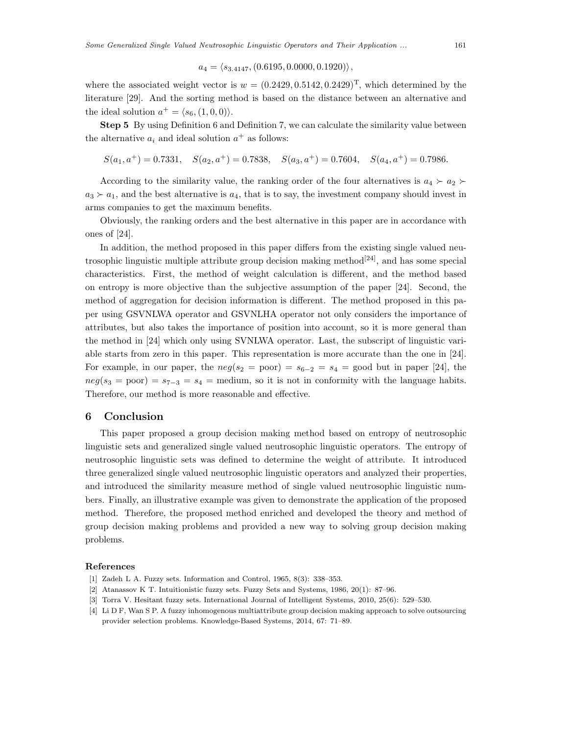$$a_4 = \langle s_{3.4147}, (0.6195, 0.0000, 0.1920) \rangle,$$

where the associated weight vector is $w = (0.2429, 0.5142, 0.2429)^{\mathrm{T}}$, which determined by the literature [29]. And the sorting method is based on the distance between an alternative and the ideal solution $a^+ = \langle s_6, (1, 0, 0) \rangle$.

**Step 5** By using Definition 6 and Definition 7, we can calculate the similarity value between the alternative $a_i$ and ideal solution $a^+$ as follows:

$$S(a_1, a^+) = 0.7331, \quad S(a_2, a^+) = 0.7838, \quad S(a_3, a^+) = 0.7604, \quad S(a_4, a^+) = 0.7986.$$

According to the similarity value, the ranking order of the four alternatives is $a_4 \succ a_2 \succ a_3 \succ a_1$, and the best alternative is $a_4$, that is to say, the investment company should invest in arms companies to get the maximum benefits.

Obviously, the ranking orders and the best alternative in this paper are in accordance with ones of [24].

In addition, the method proposed in this paper differs from the existing single valued neutrosophic linguistic multiple attribute group decision making method[24], and has some special characteristics. First, the method of weight calculation is different, and the method based on entropy is more objective than the subjective assumption of the paper [24]. Second, the method of aggregation for decision information is different. The method proposed in this paper using GSVNLWA operator and GSVNLHA operator not only considers the importance of attributes, but also takes the importance of position into account, so it is more general than the method in [24] which only using SVNLWA operator. Last, the subscript of linguistic variable starts from zero in this paper. This representation is more accurate than the one in [24]. For example, in our paper, the $neg(s_2 = \text{poor}) = s_{6-2} = s_4 = \text{good}$ but in paper [24], the $neg(s_3 = \text{poor}) = s_{7-3} = s_4 = \text{medium}$, so it is not in conformity with the language habits. Therefore, our method is more reasonable and effective.

## 6 Conclusion

This paper proposed a group decision making method based on entropy of neutrosophic linguistic sets and generalized single valued neutrosophic linguistic operators. The entropy of neutrosophic linguistic sets was defined to determine the weight of attribute. It introduced three generalized single valued neutrosophic linguistic operators and analyzed their properties, and introduced the similarity measure method of single valued neutrosophic linguistic numbers. Finally, an illustrative example was given to demonstrate the application of the proposed method. Therefore, the proposed method enriched and developed the theory and method of group decision making problems and provided a new way to solving group decision making problems.

### References

[1] Zadeh L A. Fuzzy sets. Information and Control, 1965, 8(3): 338–353.

[2] Atanassov K T. Intuitionistic fuzzy sets. Fuzzy Sets and Systems, 1986, 20(1): 87–96.

[3] Torra V. Hesitant fuzzy sets. International Journal of Intelligent Systems, 2010, 25(6): 529–530.

[4] Li D F, Wan S P. A fuzzy inhomogenous multiattribute group decision making approach to solve outsourcing provider selection problems. Knowledge-Based Systems, 2014, 67: 71–89.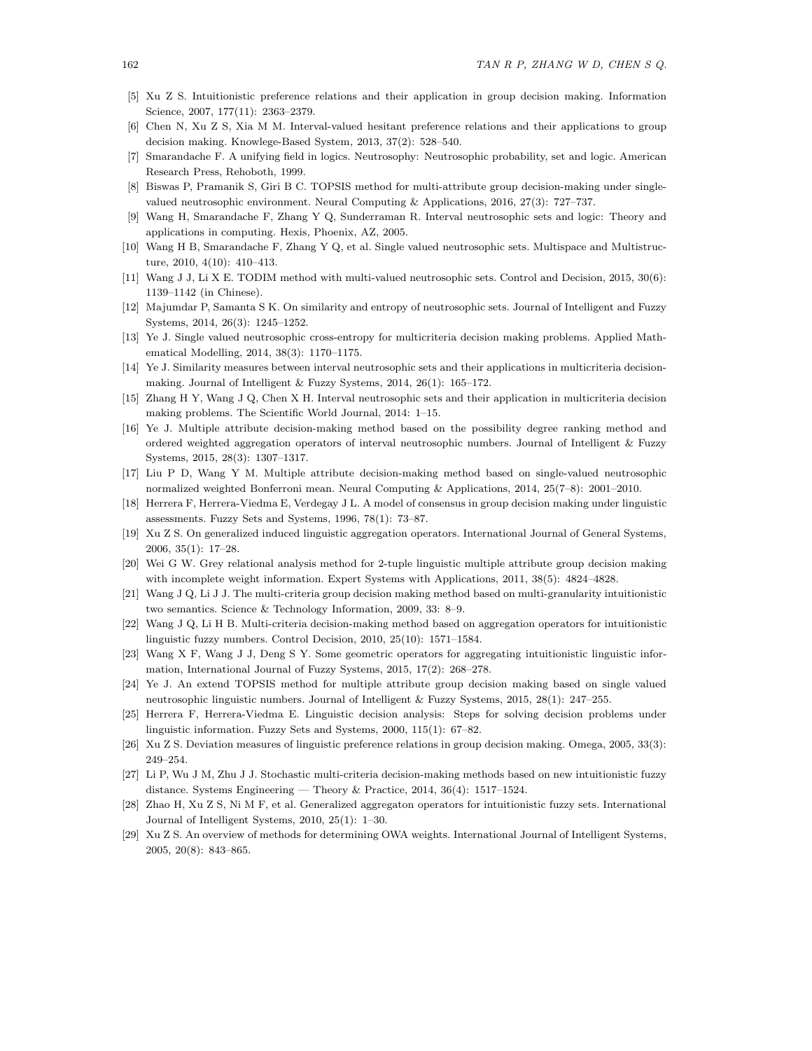[5] Xu Z S. Intuitionistic preference relations and their application in group decision making. Information Science, 2007, 177(11): 2363–2379.

[6] Chen N, Xu Z S, Xia M M. Interval-valued hesitant preference relations and their applications to group decision making. Knowlege-Based System, 2013, 37(2): 528–540.

[7] Smarandache F. A unifying field in logics. Neutrosophy: Neutrosophic probability, set and logic. American Research Press, Rehoboth, 1999.

[8] Biswas P, Pramanik S, Giri B C. TOPSIS method for multi-attribute group decision-making under single-valued neutrosophic environment. Neural Computing & Applications, 2016, 27(3): 727–737.

[9] Wang H, Smarandache F, Zhang Y Q, Sunderraman R. Interval neutrosophic sets and logic: Theory and applications in computing. Hexis, Phoenix, AZ, 2005.

[10] Wang H B, Smarandache F, Zhang Y Q, et al. Single valued neutrosophic sets. Multispace and Multistructure, 2010, 4(10): 410–413.

[11] Wang J J, Li X E. TODIM method with multi-valued neutrosophic sets. Control and Decision, 2015, 30(6): 1139–1142 (in Chinese).

[12] Majumdar P, Samanta S K. On similarity and entropy of neutrosophic sets. Journal of Intelligent and Fuzzy Systems, 2014, 26(3): 1245–1252.

[13] Ye J. Single valued neutrosophic cross-entropy for multicriteria decision making problems. Applied Mathematical Modelling, 2014, 38(3): 1170–1175.

[14] Ye J. Similarity measures between interval neutrosophic sets and their applications in multicriteria decision-making. Journal of Intelligent & Fuzzy Systems, 2014, 26(1): 165–172.

[15] Zhang H Y, Wang J Q, Chen X H. Interval neutrosophic sets and their application in multicriteria decision making problems. The Scientific World Journal, 2014: 1–15.

[16] Ye J. Multiple attribute decision-making method based on the possibility degree ranking method and ordered weighted aggregation operators of interval neutrosophic numbers. Journal of Intelligent & Fuzzy Systems, 2015, 28(3): 1307–1317.

[17] Liu P D, Wang Y M. Multiple attribute decision-making method based on single-valued neutrosophic normalized weighted Bonferroni mean. Neural Computing & Applications, 2014, 25(7–8): 2001–2010.

[18] Herrera F, Herrera-Viedma E, Verdegay J L. A model of consensus in group decision making under linguistic assessments. Fuzzy Sets and Systems, 1996, 78(1): 73–87.

[19] Xu Z S. On generalized induced linguistic aggregation operators. International Journal of General Systems, 2006, 35(1): 17–28.

[20] Wei G W. Grey relational analysis method for 2-tuple linguistic multiple attribute group decision making with incomplete weight information. Expert Systems with Applications, 2011, 38(5): 4824–4828.

[21] Wang J Q, Li J J. The multi-criteria group decision making method based on multi-granularity intuitionistic two semantics. Science & Technology Information, 2009, 33: 8–9.

[22] Wang J Q, Li H B. Multi-criteria decision-making method based on aggregation operators for intuitionistic linguistic fuzzy numbers. Control Decision, 2010, 25(10): 1571–1584.

[23] Wang X F, Wang J J, Deng S Y. Some geometric operators for aggregating intuitionistic linguistic information, International Journal of Fuzzy Systems, 2015, 17(2): 268–278.

[24] Ye J. An extend TOPSIS method for multiple attribute group decision making based on single valued neutrosophic linguistic numbers. Journal of Intelligent & Fuzzy Systems, 2015, 28(1): 247–255.

[25] Herrera F, Herrera-Viedma E. Linguistic decision analysis: Steps for solving decision problems under linguistic information. Fuzzy Sets and Systems, 2000, 115(1): 67–82.

[26] Xu Z S. Deviation measures of linguistic preference relations in group decision making. Omega, 2005, 33(3): 249–254.

[27] Li P, Wu J M, Zhu J J. Stochastic multi-criteria decision-making methods based on new intuitionistic fuzzy distance. Systems Engineering — Theory & Practice, 2014, 36(4): 1517–1524.

[28] Zhao H, Xu Z S, Ni M F, et al. Generalized aggregaton operators for intuitionistic fuzzy sets. International Journal of Intelligent Systems, 2010, 25(1): 1–30.

[29] Xu Z S. An overview of methods for determining OWA weights. International Journal of Intelligent Systems, 2005, 20(8): 843–865.